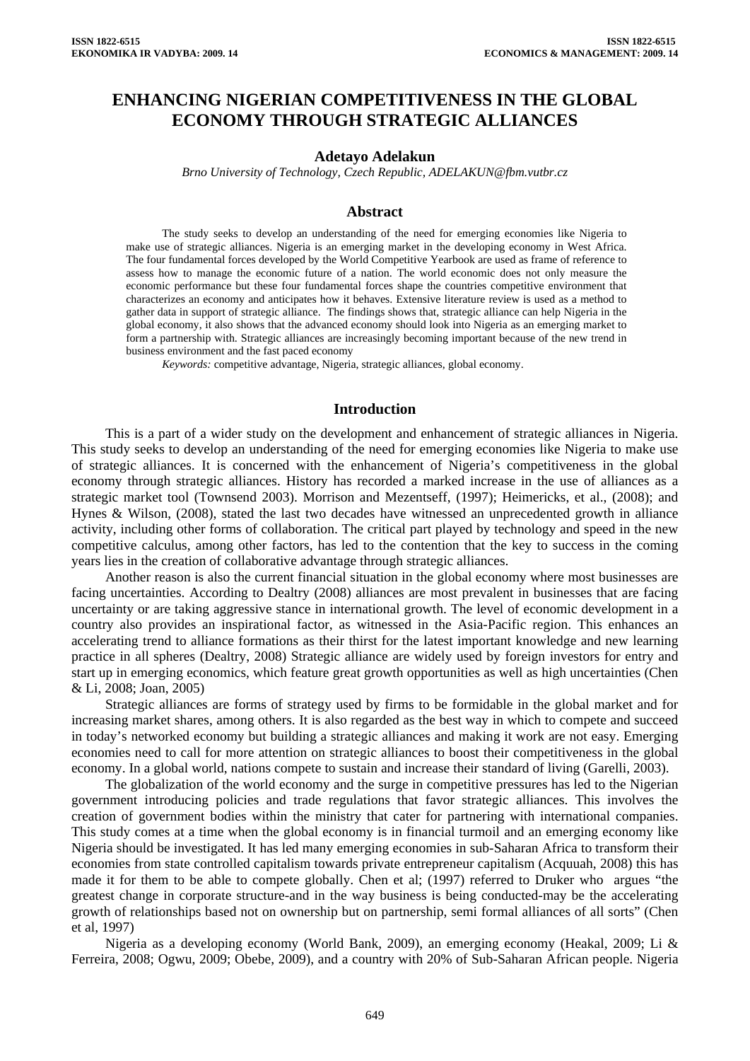# ENHANCING NIGERIAN COMPETITIVENESS IN THE GLOBAL ECONOMY THROUGH STRATEGIC ALLIANCES

**Adetayo Adelakun**

*Brno University of Technology, Czech Republic, ADELAKUN@fbm.vutbr.cz*

## Abstract

The study seeks to develop an understanding of the need for emerging economies like Nigeria to make use of strategic alliances. Nigeria is an emerging market in the developing economy in West Africa. The four fundamental forces developed by the World Competitive Yearbook are used as frame of reference to assess how to manage the economic future of a nation. The world economic does not only measure the economic performance but these four fundamental forces shape the countries competitive environment that characterizes an economy and anticipates how it behaves. Extensive literature review is used as a method to gather data in support of strategic alliance. The findings shows that, strategic alliance can help Nigeria in the global economy, it also shows that the advanced economy should look into Nigeria as an emerging market to form a partnership with. Strategic alliances are increasingly becoming important because of the new trend in business environment and the fast paced economy

*Keywords:* competitive advantage, Nigeria, strategic alliances, global economy.

## Introduction

This is a part of a wider study on the development and enhancement of strategic alliances in Nigeria. This study seeks to develop an understanding of the need for emerging economies like Nigeria to make use of strategic alliances. It is concerned with the enhancement of Nigeria's competitiveness in the global economy through strategic alliances. History has recorded a marked increase in the use of alliances as a strategic market tool (Townsend 2003). Morrison and Mezentseff, (1997); Heimericks, et al., (2008); and Hynes & Wilson, (2008), stated the last two decades have witnessed an unprecedented growth in alliance activity, including other forms of collaboration. The critical part played by technology and speed in the new competitive calculus, among other factors, has led to the contention that the key to success in the coming years lies in the creation of collaborative advantage through strategic alliances.

Another reason is also the current financial situation in the global economy where most businesses are facing uncertainties. According to Dealtry (2008) alliances are most prevalent in businesses that are facing uncertainty or are taking aggressive stance in international growth. The level of economic development in a country also provides an inspirational factor, as witnessed in the Asia-Pacific region. This enhances an accelerating trend to alliance formations as their thirst for the latest important knowledge and new learning practice in all spheres (Dealtry, 2008) Strategic alliance are widely used by foreign investors for entry and start up in emerging economics, which feature great growth opportunities as well as high uncertainties (Chen & Li, 2008; Joan, 2005)

Strategic alliances are forms of strategy used by firms to be formidable in the global market and for increasing market shares, among others. It is also regarded as the best way in which to compete and succeed in today's networked economy but building a strategic alliances and making it work are not easy. Emerging economies need to call for more attention on strategic alliances to boost their competitiveness in the global economy. In a global world, nations compete to sustain and increase their standard of living (Garelli, 2003).

The globalization of the world economy and the surge in competitive pressures has led to the Nigerian government introducing policies and trade regulations that favor strategic alliances. This involves the creation of government bodies within the ministry that cater for partnering with international companies. This study comes at a time when the global economy is in financial turmoil and an emerging economy like Nigeria should be investigated. It has led many emerging economies in sub-Saharan Africa to transform their economies from state controlled capitalism towards private entrepreneur capitalism (Acquuah, 2008) this has made it for them to be able to compete globally. Chen et al; (1997) referred to Druker who argues "the greatest change in corporate structure-and in the way business is being conducted-may be the accelerating growth of relationships based not on ownership but on partnership, semi formal alliances of all sorts" (Chen et al, 1997)

Nigeria as a developing economy (World Bank, 2009), an emerging economy (Heakal, 2009; Li & Ferreira, 2008; Ogwu, 2009; Obebe, 2009), and a country with 20% of Sub-Saharan African people. Nigeria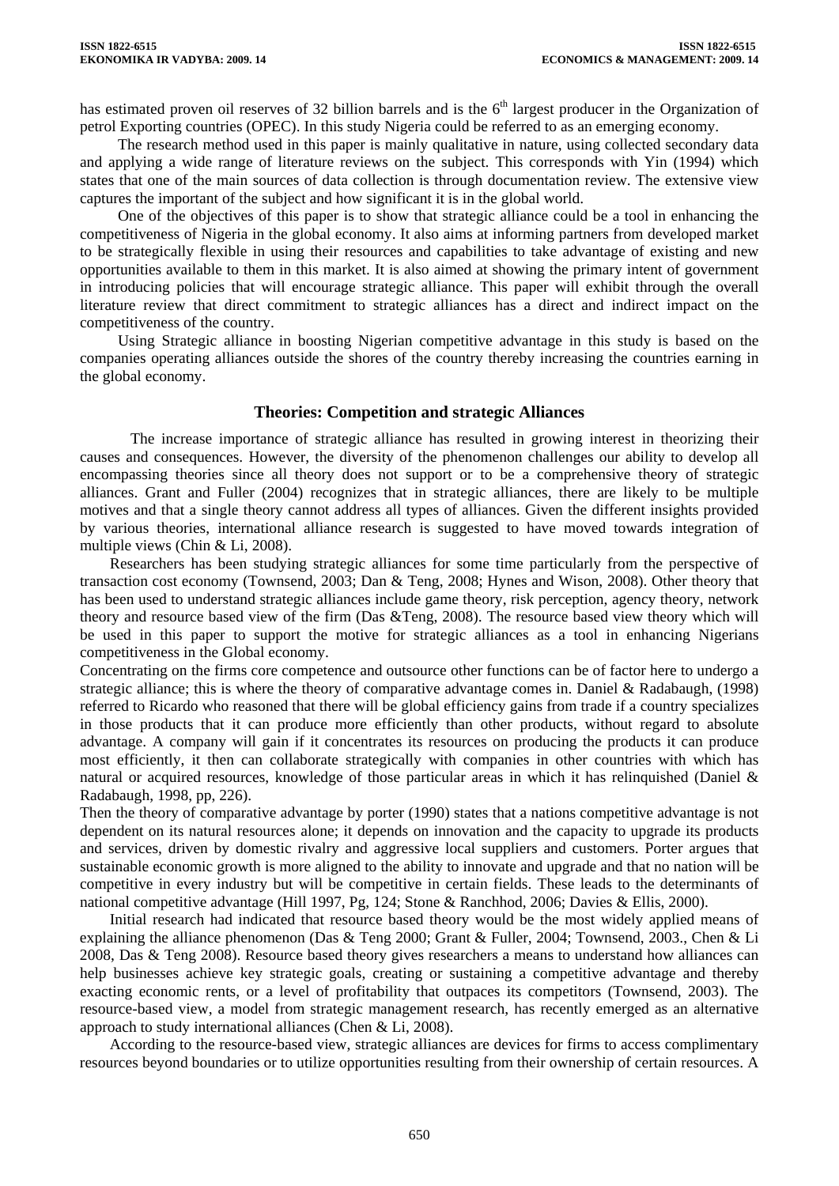has estimated proven oil reserves of 32 billion barrels and is the 6th largest producer in the Organization of petrol Exporting countries (OPEC). In this study Nigeria could be referred to as an emerging economy.

The research method used in this paper is mainly qualitative in nature, using collected secondary data and applying a wide range of literature reviews on the subject. This corresponds with Yin (1994) which states that one of the main sources of data collection is through documentation review. The extensive view captures the important of the subject and how significant it is in the global world.

One of the objectives of this paper is to show that strategic alliance could be a tool in enhancing the competitiveness of Nigeria in the global economy. It also aims at informing partners from developed market to be strategically flexible in using their resources and capabilities to take advantage of existing and new opportunities available to them in this market. It is also aimed at showing the primary intent of government in introducing policies that will encourage strategic alliance. This paper will exhibit through the overall literature review that direct commitment to strategic alliances has a direct and indirect impact on the competitiveness of the country.

Using Strategic alliance in boosting Nigerian competitive advantage in this study is based on the companies operating alliances outside the shores of the country thereby increasing the countries earning in the global economy.

## Theories: Competition and strategic Alliances

The increase importance of strategic alliance has resulted in growing interest in theorizing their causes and consequences. However, the diversity of the phenomenon challenges our ability to develop all encompassing theories since all theory does not support or to be a comprehensive theory of strategic alliances. Grant and Fuller (2004) recognizes that in strategic alliances, there are likely to be multiple motives and that a single theory cannot address all types of alliances. Given the different insights provided by various theories, international alliance research is suggested to have moved towards integration of multiple views (Chin & Li, 2008).

Researchers has been studying strategic alliances for some time particularly from the perspective of transaction cost economy (Townsend, 2003; Dan & Teng, 2008; Hynes and Wison, 2008). Other theory that has been used to understand strategic alliances include game theory, risk perception, agency theory, network theory and resource based view of the firm (Das &Teng, 2008). The resource based view theory which will be used in this paper to support the motive for strategic alliances as a tool in enhancing Nigerians competitiveness in the Global economy.

Concentrating on the firms core competence and outsource other functions can be of factor here to undergo a strategic alliance; this is where the theory of comparative advantage comes in. Daniel & Radabaugh, (1998) referred to Ricardo who reasoned that there will be global efficiency gains from trade if a country specializes in those products that it can produce more efficiently than other products, without regard to absolute advantage. A company will gain if it concentrates its resources on producing the products it can produce most efficiently, it then can collaborate strategically with companies in other countries with which has natural or acquired resources, knowledge of those particular areas in which it has relinquished (Daniel & Radabaugh, 1998, pp, 226).

Then the theory of comparative advantage by porter (1990) states that a nations competitive advantage is not dependent on its natural resources alone; it depends on innovation and the capacity to upgrade its products and services, driven by domestic rivalry and aggressive local suppliers and customers. Porter argues that sustainable economic growth is more aligned to the ability to innovate and upgrade and that no nation will be competitive in every industry but will be competitive in certain fields. These leads to the determinants of national competitive advantage (Hill 1997, Pg, 124; Stone & Ranchhod, 2006; Davies & Ellis, 2000).

Initial research had indicated that resource based theory would be the most widely applied means of explaining the alliance phenomenon (Das & Teng 2000; Grant & Fuller, 2004; Townsend, 2003., Chen & Li 2008, Das & Teng 2008). Resource based theory gives researchers a means to understand how alliances can help businesses achieve key strategic goals, creating or sustaining a competitive advantage and thereby exacting economic rents, or a level of profitability that outpaces its competitors (Townsend, 2003). The resource-based view, a model from strategic management research, has recently emerged as an alternative approach to study international alliances (Chen & Li, 2008).

According to the resource-based view, strategic alliances are devices for firms to access complimentary resources beyond boundaries or to utilize opportunities resulting from their ownership of certain resources. A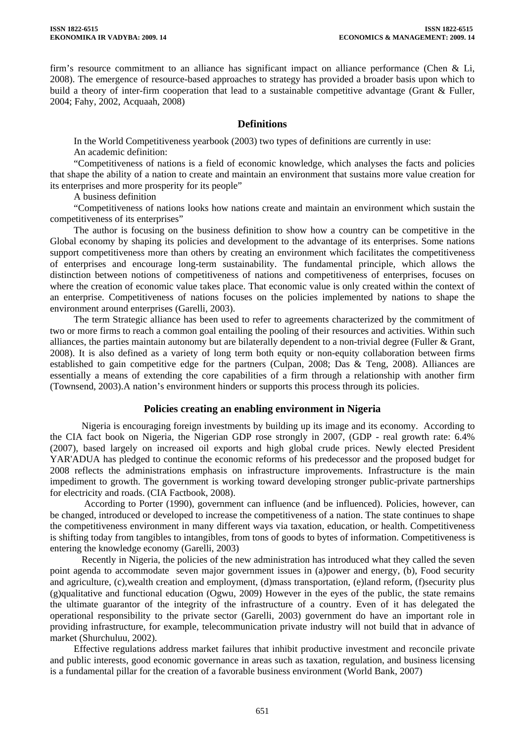firm's resource commitment to an alliance has significant impact on alliance performance (Chen & Li, 2008). The emergence of resource-based approaches to strategy has provided a broader basis upon which to build a theory of inter-firm cooperation that lead to a sustainable competitive advantage (Grant & Fuller, 2004; Fahy, 2002, Acquaah, 2008)

## Definitions

In the World Competitiveness yearbook (2003) two types of definitions are currently in use:

An academic definition:

"Competitiveness of nations is a field of economic knowledge, which analyses the facts and policies that shape the ability of a nation to create and maintain an environment that sustains more value creation for its enterprises and more prosperity for its people"

A business definition

"Competitiveness of nations looks how nations create and maintain an environment which sustain the competitiveness of its enterprises"

The author is focusing on the business definition to show how a country can be competitive in the Global economy by shaping its policies and development to the advantage of its enterprises. Some nations support competitiveness more than others by creating an environment which facilitates the competitiveness of enterprises and encourage long-term sustainability. The fundamental principle, which allows the distinction between notions of competitiveness of nations and competitiveness of enterprises, focuses on where the creation of economic value takes place. That economic value is only created within the context of an enterprise. Competitiveness of nations focuses on the policies implemented by nations to shape the environment around enterprises (Garelli, 2003).

The term Strategic alliance has been used to refer to agreements characterized by the commitment of two or more firms to reach a common goal entailing the pooling of their resources and activities. Within such alliances, the parties maintain autonomy but are bilaterally dependent to a non-trivial degree (Fuller & Grant, 2008). It is also defined as a variety of long term both equity or non-equity collaboration between firms established to gain competitive edge for the partners (Culpan, 2008; Das & Teng, 2008). Alliances are essentially a means of extending the core capabilities of a firm through a relationship with another firm (Townsend, 2003).A nation's environment hinders or supports this process through its policies.

## Policies creating an enabling environment in Nigeria

Nigeria is encouraging foreign investments by building up its image and its economy. According to the CIA fact book on Nigeria, the Nigerian GDP rose strongly in 2007, (GDP - real growth rate: 6.4% (2007), based largely on increased oil exports and high global crude prices. Newly elected President YAR'ADUA has pledged to continue the economic reforms of his predecessor and the proposed budget for 2008 reflects the administrations emphasis on infrastructure improvements. Infrastructure is the main impediment to growth. The government is working toward developing stronger public-private partnerships for electricity and roads. (CIA Factbook, 2008).

According to Porter (1990), government can influence (and be influenced). Policies, however, can be changed, introduced or developed to increase the competitiveness of a nation. The state continues to shape the competitiveness environment in many different ways via taxation, education, or health. Competitiveness is shifting today from tangibles to intangibles, from tons of goods to bytes of information. Competitiveness is entering the knowledge economy (Garelli, 2003)

Recently in Nigeria, the policies of the new administration has introduced what they called the seven point agenda to accommodate seven major government issues in (a)power and energy, (b), Food security and agriculture, (c),wealth creation and employment, (d)mass transportation, (e)land reform, (f)security plus (g)qualitative and functional education (Ogwu, 2009) However in the eyes of the public, the state remains the ultimate guarantor of the integrity of the infrastructure of a country. Even of it has delegated the operational responsibility to the private sector (Garelli, 2003) government do have an important role in providing infrastructure, for example, telecommunication private industry will not build that in advance of market (Shurchuluu, 2002).

Effective regulations address market failures that inhibit productive investment and reconcile private and public interests, good economic governance in areas such as taxation, regulation, and business licensing is a fundamental pillar for the creation of a favorable business environment (World Bank, 2007)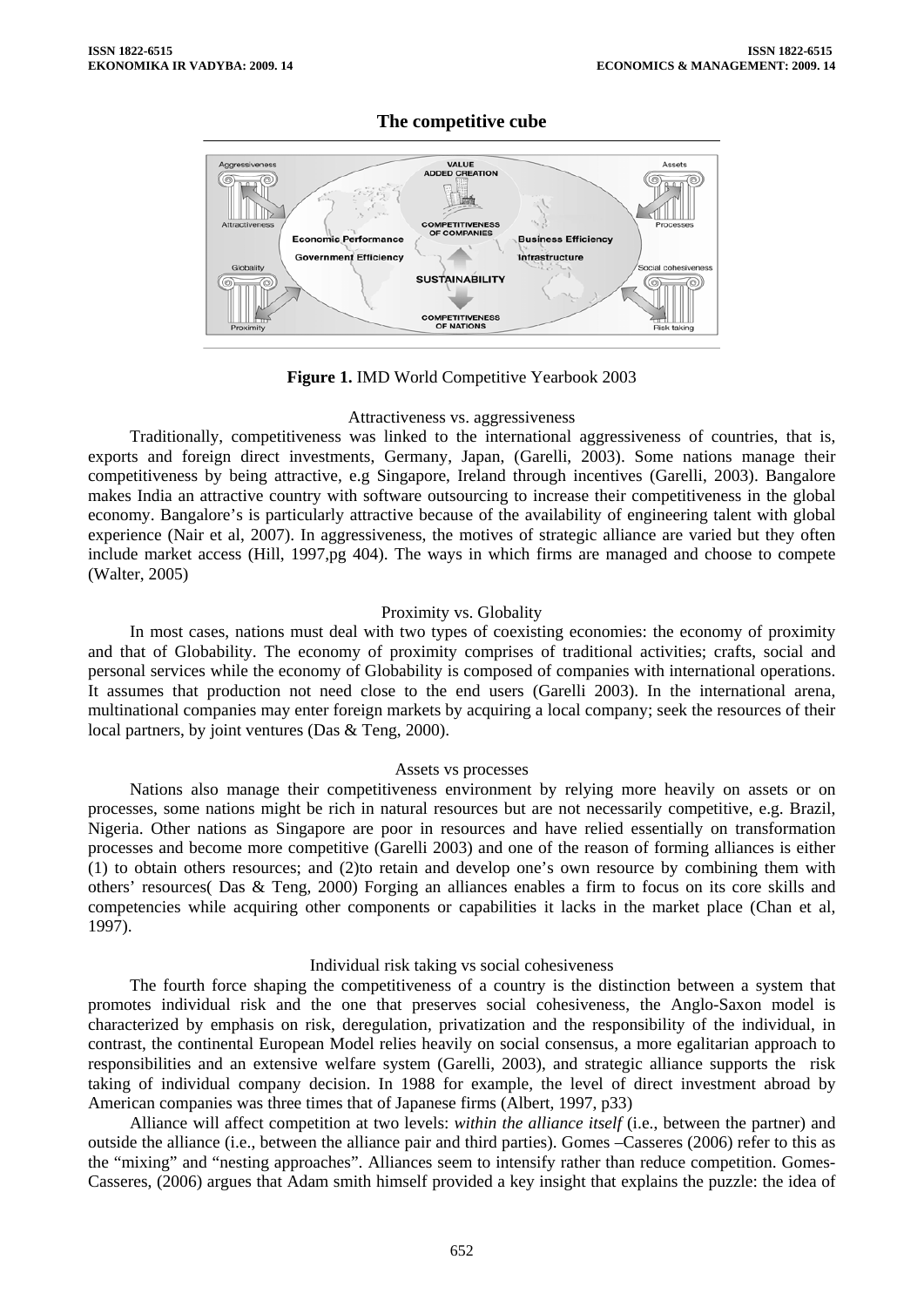## The competitive cube

**Figure 1.** IMD World Competitive Yearbook 2003

### Attractiveness vs. aggressiveness

Traditionally, competitiveness was linked to the international aggressiveness of countries, that is, exports and foreign direct investments, Germany, Japan, (Garelli, 2003). Some nations manage their competitiveness by being attractive, e.g Singapore, Ireland through incentives (Garelli, 2003). Bangalore makes India an attractive country with software outsourcing to increase their competitiveness in the global economy. Bangalore's is particularly attractive because of the availability of engineering talent with global experience (Nair et al, 2007). In aggressiveness, the motives of strategic alliance are varied but they often include market access (Hill, 1997,pg 404). The ways in which firms are managed and choose to compete (Walter, 2005)

### Proximity vs. Globality

In most cases, nations must deal with two types of coexisting economies: the economy of proximity and that of Globability. The economy of proximity comprises of traditional activities; crafts, social and personal services while the economy of Globability is composed of companies with international operations. It assumes that production not need close to the end users (Garelli 2003). In the international arena, multinational companies may enter foreign markets by acquiring a local company; seek the resources of their local partners, by joint ventures (Das & Teng, 2000).

### Assets vs processes

Nations also manage their competitiveness environment by relying more heavily on assets or on processes, some nations might be rich in natural resources but are not necessarily competitive, e.g. Brazil, Nigeria. Other nations as Singapore are poor in resources and have relied essentially on transformation processes and become more competitive (Garelli 2003) and one of the reason of forming alliances is either (1) to obtain others resources; and (2)to retain and develop one's own resource by combining them with others' resources( Das & Teng, 2000) Forging an alliances enables a firm to focus on its core skills and competencies while acquiring other components or capabilities it lacks in the market place (Chan et al, 1997).

### Individual risk taking vs social cohesiveness

The fourth force shaping the competitiveness of a country is the distinction between a system that promotes individual risk and the one that preserves social cohesiveness, the Anglo-Saxon model is characterized by emphasis on risk, deregulation, privatization and the responsibility of the individual, in contrast, the continental European Model relies heavily on social consensus, a more egalitarian approach to responsibilities and an extensive welfare system (Garelli, 2003), and strategic alliance supports the risk taking of individual company decision. In 1988 for example, the level of direct investment abroad by American companies was three times that of Japanese firms (Albert, 1997, p33)

Alliance will affect competition at two levels: *within the alliance itself* (i.e., between the partner) and outside the alliance (i.e., between the alliance pair and third parties). Gomes –Casseres (2006) refer to this as the "mixing" and "nesting approaches". Alliances seem to intensify rather than reduce competition. Gomes-Casseres, (2006) argues that Adam smith himself provided a key insight that explains the puzzle: the idea of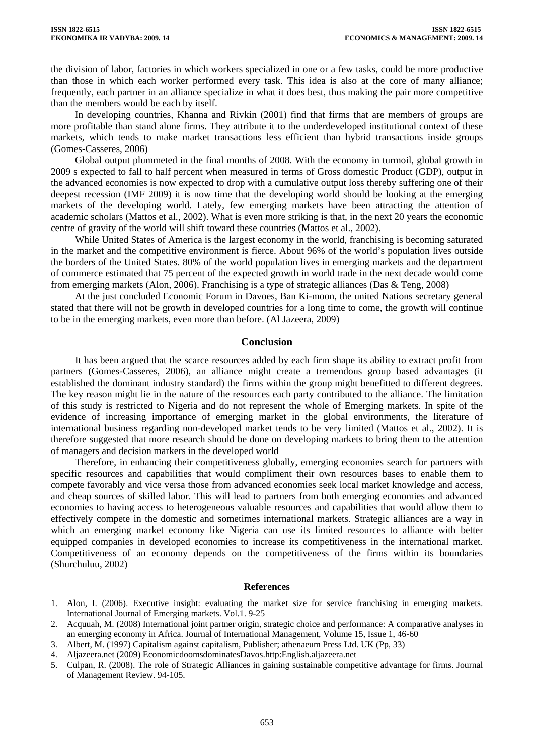the division of labor, factories in which workers specialized in one or a few tasks, could be more productive than those in which each worker performed every task. This idea is also at the core of many alliance; frequently, each partner in an alliance specialize in what it does best, thus making the pair more competitive than the members would be each by itself.

In developing countries, Khanna and Rivkin (2001) find that firms that are members of groups are more profitable than stand alone firms. They attribute it to the underdeveloped institutional context of these markets, which tends to make market transactions less efficient than hybrid transactions inside groups (Gomes-Casseres, 2006)

Global output plummeted in the final months of 2008. With the economy in turmoil, global growth in 2009 s expected to fall to half percent when measured in terms of Gross domestic Product (GDP), output in the advanced economies is now expected to drop with a cumulative output loss thereby suffering one of their deepest recession (IMF 2009) it is now time that the developing world should be looking at the emerging markets of the developing world. Lately, few emerging markets have been attracting the attention of academic scholars (Mattos et al., 2002). What is even more striking is that, in the next 20 years the economic centre of gravity of the world will shift toward these countries (Mattos et al., 2002).

While United States of America is the largest economy in the world, franchising is becoming saturated in the market and the competitive environment is fierce. About 96% of the world's population lives outside the borders of the United States. 80% of the world population lives in emerging markets and the department of commerce estimated that 75 percent of the expected growth in world trade in the next decade would come from emerging markets (Alon, 2006). Franchising is a type of strategic alliances (Das & Teng, 2008)

At the just concluded Economic Forum in Davoes, Ban Ki-moon, the united Nations secretary general stated that there will not be growth in developed countries for a long time to come, the growth will continue to be in the emerging markets, even more than before. (Al Jazeera, 2009)

## Conclusion

It has been argued that the scarce resources added by each firm shape its ability to extract profit from partners (Gomes-Casseres, 2006), an alliance might create a tremendous group based advantages (it established the dominant industry standard) the firms within the group might benefitted to different degrees. The key reason might lie in the nature of the resources each party contributed to the alliance. The limitation of this study is restricted to Nigeria and do not represent the whole of Emerging markets. In spite of the evidence of increasing importance of emerging market in the global environments, the literature of international business regarding non-developed market tends to be very limited (Mattos et al., 2002). It is therefore suggested that more research should be done on developing markets to bring them to the attention of managers and decision markers in the developed world

Therefore, in enhancing their competitiveness globally, emerging economies search for partners with specific resources and capabilities that would compliment their own resources bases to enable them to compete favorably and vice versa those from advanced economies seek local market knowledge and access, and cheap sources of skilled labor. This will lead to partners from both emerging economies and advanced economies to having access to heterogeneous valuable resources and capabilities that would allow them to effectively compete in the domestic and sometimes international markets. Strategic alliances are a way in which an emerging market economy like Nigeria can use its limited resources to alliance with better equipped companies in developed economies to increase its competitiveness in the international market. Competitiveness of an economy depends on the competitiveness of the firms within its boundaries (Shurchuluu, 2002)

### References

1. Alon, I. (2006). Executive insight: evaluating the market size for service franchising in emerging markets. International Journal of Emerging markets. Vol.1. 9-25
2. Acquuah, M. (2008) International joint partner origin, strategic choice and performance: A comparative analyses in an emerging economy in Africa. Journal of International Management, Volume 15, Issue 1, 46-60
3. Albert, M. (1997) Capitalism against capitalism, Publisher; athenaeum Press Ltd. UK (Pp, 33)
4. Aljazeera.net (2009) EconomicdoomsdominatesDavos.http:English.aljazeera.net
5. Culpan, R. (2008). The role of Strategic Alliances in gaining sustainable competitive advantage for firms. Journal of Management Review. 94-105.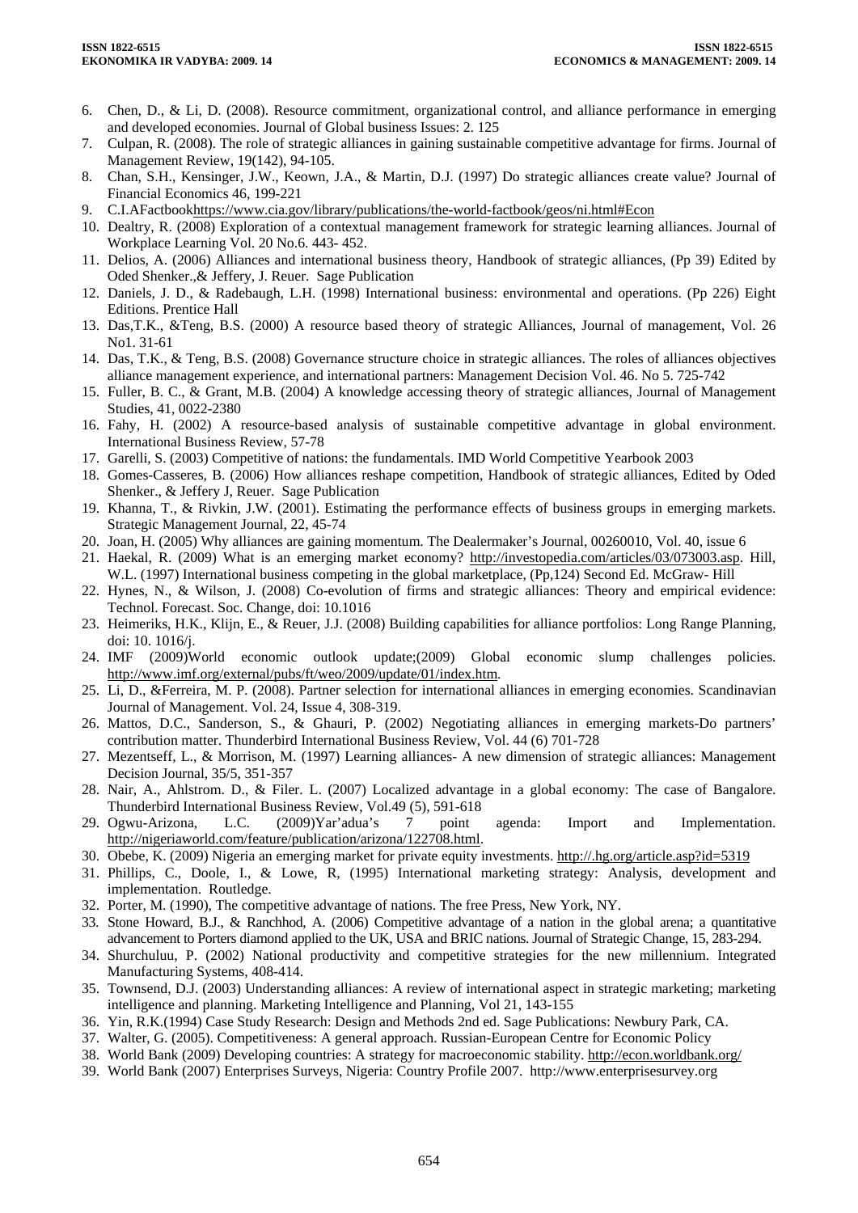6. Chen, D., & Li, D. (2008). Resource commitment, organizational control, and alliance performance in emerging and developed economies. Journal of Global business Issues: 2. 125
7. Culpan, R. (2008). The role of strategic alliances in gaining sustainable competitive advantage for firms. Journal of Management Review, 19(142), 94-105.
8. Chan, S.H., Kensinger, J.W., Keown, J.A., & Martin, D.J. (1997) Do strategic alliances create value? Journal of Financial Economics 46, 199-221
9. C.I.AFactbookhttps://www.cia.gov/library/publications/the-world-factbook/geos/ni.html#Econ
10. Dealtry, R. (2008) Exploration of a contextual management framework for strategic learning alliances. Journal of Workplace Learning Vol. 20 No.6. 443- 452.
11. Delios, A. (2006) Alliances and international business theory, Handbook of strategic alliances, (Pp 39) Edited by Oded Shenker.,& Jeffery, J. Reuer. Sage Publication
12. Daniels, J. D., & Radebaugh, L.H. (1998) International business: environmental and operations. (Pp 226) Eight Editions. Prentice Hall
13. Das,T.K., &Teng, B.S. (2000) A resource based theory of strategic Alliances, Journal of management, Vol. 26 No1. 31-61
14. Das, T.K., & Teng, B.S. (2008) Governance structure choice in strategic alliances. The roles of alliances objectives alliance management experience, and international partners: Management Decision Vol. 46. No 5. 725-742
15. Fuller, B. C., & Grant, M.B. (2004) A knowledge accessing theory of strategic alliances, Journal of Management Studies, 41, 0022-2380
16. Fahy, H. (2002) A resource-based analysis of sustainable competitive advantage in global environment. International Business Review, 57-78
17. Garelli, S. (2003) Competitive of nations: the fundamentals. IMD World Competitive Yearbook 2003
18. Gomes-Casseres, B. (2006) How alliances reshape competition, Handbook of strategic alliances, Edited by Oded Shenker., & Jeffery J, Reuer. Sage Publication
19. Khanna, T., & Rivkin, J.W. (2001). Estimating the performance effects of business groups in emerging markets. Strategic Management Journal, 22, 45-74
20. Joan, H. (2005) Why alliances are gaining momentum. The Dealermaker's Journal, 00260010, Vol. 40, issue 6
21. Haekal, R. (2009) What is an emerging market economy? http://investopedia.com/articles/03/073003.asp. Hill, W.L. (1997) International business competing in the global marketplace, (Pp,124) Second Ed. McGraw- Hill
22. Hynes, N., & Wilson, J. (2008) Co-evolution of firms and strategic alliances: Theory and empirical evidence: Technol. Forecast. Soc. Change, doi: 10.1016
23. Heimeriks, H.K., Klijn, E., & Reuer, J.J. (2008) Building capabilities for alliance portfolios: Long Range Planning, doi: 10. 1016/j.
24. IMF (2009)World economic outlook update;(2009) Global economic slump challenges policies. http://www.imf.org/external/pubs/ft/weo/2009/update/01/index.htm.
25. Li, D., &Ferreira, M. P. (2008). Partner selection for international alliances in emerging economies. Scandinavian Journal of Management. Vol. 24, Issue 4, 308-319.
26. Mattos, D.C., Sanderson, S., & Ghauri, P. (2002) Negotiating alliances in emerging markets-Do partners' contribution matter. Thunderbird International Business Review, Vol. 44 (6) 701-728
27. Mezentseff, L., & Morrison, M. (1997) Learning alliances- A new dimension of strategic alliances: Management Decision Journal, 35/5, 351-357
28. Nair, A., Ahlstrom. D., & Filer. L. (2007) Localized advantage in a global economy: The case of Bangalore. Thunderbird International Business Review, Vol.49 (5), 591-618
29. Ogwu-Arizona, L.C. (2009)Yar'adua's 7 point agenda: Import and Implementation. http://nigeriaworld.com/feature/publication/arizona/122708.html.
30. Obebe, K. (2009) Nigeria an emerging market for private equity investments. http://.hg.org/article.asp?id=5319
31. Phillips, C., Doole, I., & Lowe, R, (1995) International marketing strategy: Analysis, development and implementation. Routledge.
32. Porter, M. (1990), The competitive advantage of nations. The free Press, New York, NY.
33. Stone Howard, B.J., & Ranchhod, A. (2006) Competitive advantage of a nation in the global arena; a quantitative advancement to Porters diamond applied to the UK, USA and BRIC nations. Journal of Strategic Change, 15, 283-294.
34. Shurchuluu, P. (2002) National productivity and competitive strategies for the new millennium. Integrated Manufacturing Systems, 408-414.
35. Townsend, D.J. (2003) Understanding alliances: A review of international aspect in strategic marketing; marketing intelligence and planning. Marketing Intelligence and Planning, Vol 21, 143-155
36. Yin, R.K.(1994) Case Study Research: Design and Methods 2nd ed. Sage Publications: Newbury Park, CA.
37. Walter, G. (2005). Competitiveness: A general approach. Russian-European Centre for Economic Policy
38. World Bank (2009) Developing countries: A strategy for macroeconomic stability. http://econ.worldbank.org/
39. World Bank (2007) Enterprises Surveys, Nigeria: Country Profile 2007. http://www.enterprisesurvey.org